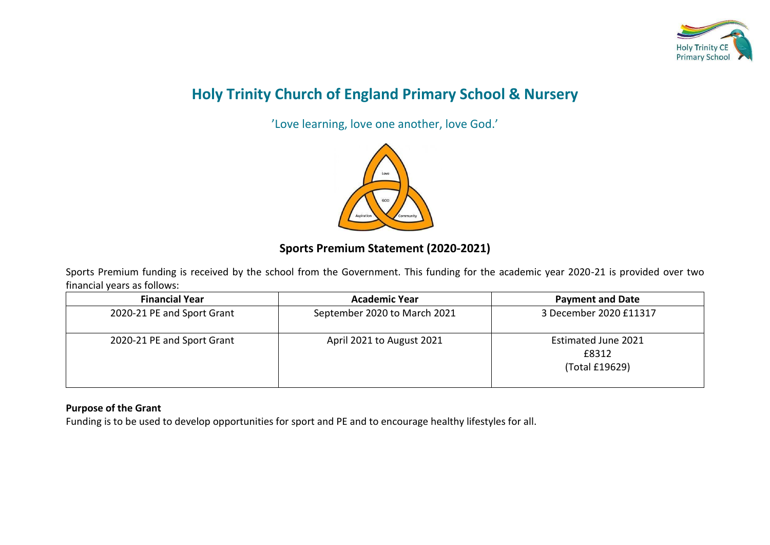# Holy Trinity Church of England Primary School & Nursery

'Love learning, love one another, love God.'

## Sports Premium Statement (2020-2021)

Sports Premium funding is received by the school from the Government. This funding for the academic year 2020-21 is provided over two financial years as follows:

| Financial Year | Academic Year | Payment and Date |
| --- | --- | --- |
| 2020-21 PE and Sport Grant | September 2020 to March 2021 | 3 December 2020 £11317 |
| 2020-21 PE and Sport Grant | April 2021 to August 2021 | Estimated June 2021 £8312 (Total £19629) |

**Purpose of the Grant**

Funding is to be used to develop opportunities for sport and PE and to encourage healthy lifestyles for all.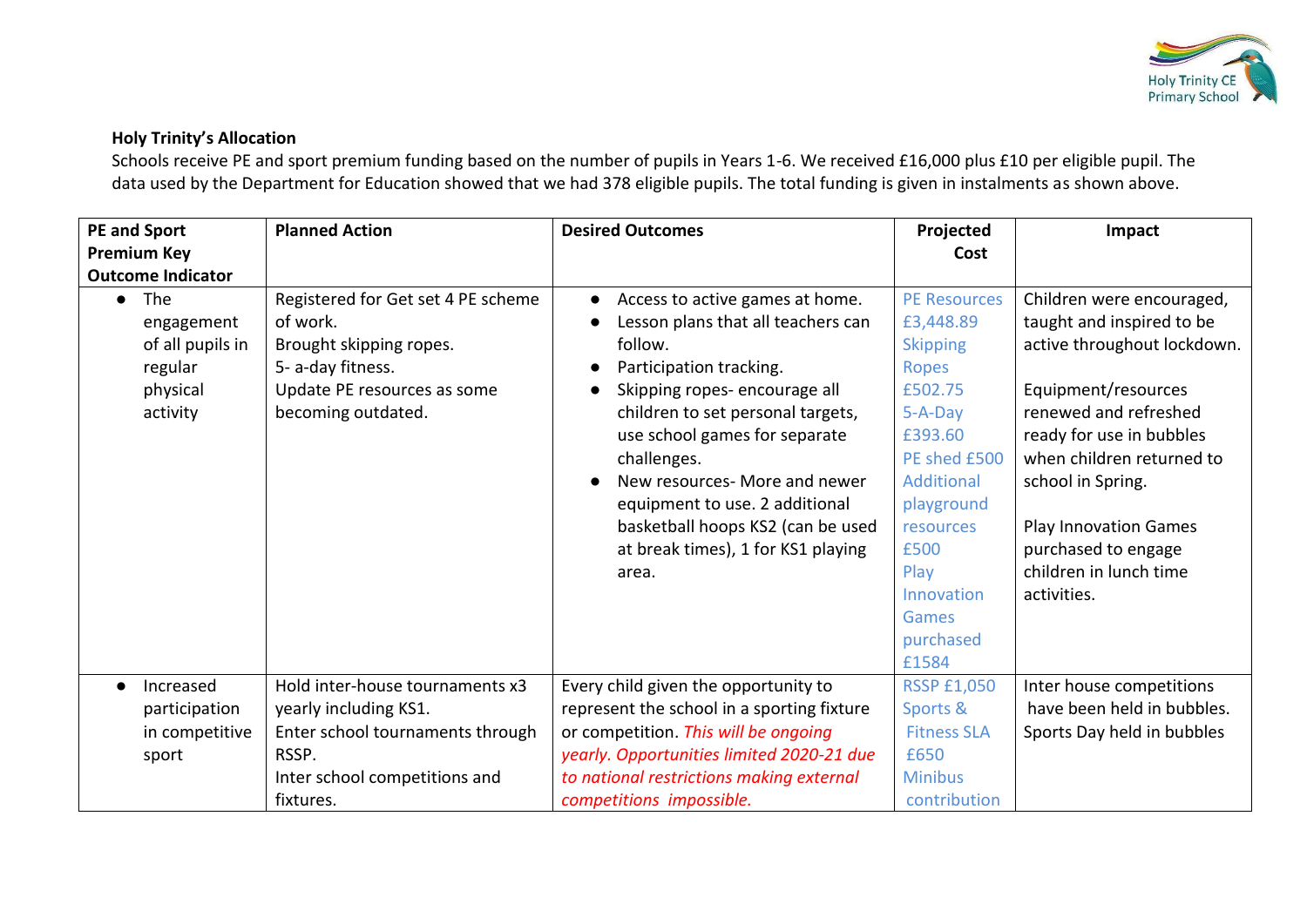**Holy Trinity's Allocation**

Schools receive PE and sport premium funding based on the number of pupils in Years 1-6. We received £16,000 plus £10 per eligible pupil. The data used by the Department for Education showed that we had 378 eligible pupils. The total funding is given in instalments as shown above.

| PE and Sport Premium Key Outcome Indicator | Planned Action | Desired Outcomes | Projected Cost | Impact |
|---|---|---|---|---|
| • The engagement of all pupils in regular physical activity | Registered for Get set 4 PE scheme of work.<br>Brought skipping ropes.<br>5- a-day fitness.<br>Update PE resources as some becoming outdated. | • Access to active games at home.<br>• Lesson plans that all teachers can follow.<br>• Participation tracking.<br>• Skipping ropes- encourage all children to set personal targets, use school games for separate challenges.<br>• New resources- More and newer equipment to use. 2 additional basketball hoops KS2 (can be used at break times), 1 for KS1 playing area. | PE Resources £3,448.89<br>Skipping Ropes £502.75<br>5-A-Day £393.60<br>PE shed £500<br>Additional playground resources £500<br>Play Innovation Games purchased £1584 | Children were encouraged, taught and inspired to be active throughout lockdown.<br><br>Equipment/resources renewed and refreshed ready for use in bubbles when children returned to school in Spring.<br><br>Play Innovation Games purchased to engage children in lunch time activities. |
| • Increased participation in competitive sport | Hold inter-house tournaments x3 yearly including KS1.<br>Enter school tournaments through RSSP.<br>Inter school competitions and fixtures. | Every child given the opportunity to represent the school in a sporting fixture or competition. *This will be ongoing yearly. Opportunities limited 2020-21 due to national restrictions making external competitions impossible.* | RSSP £1,050<br>Sports & Fitness SLA £650<br>Minibus contribution | Inter house competitions have been held in bubbles.<br>Sports Day held in bubbles |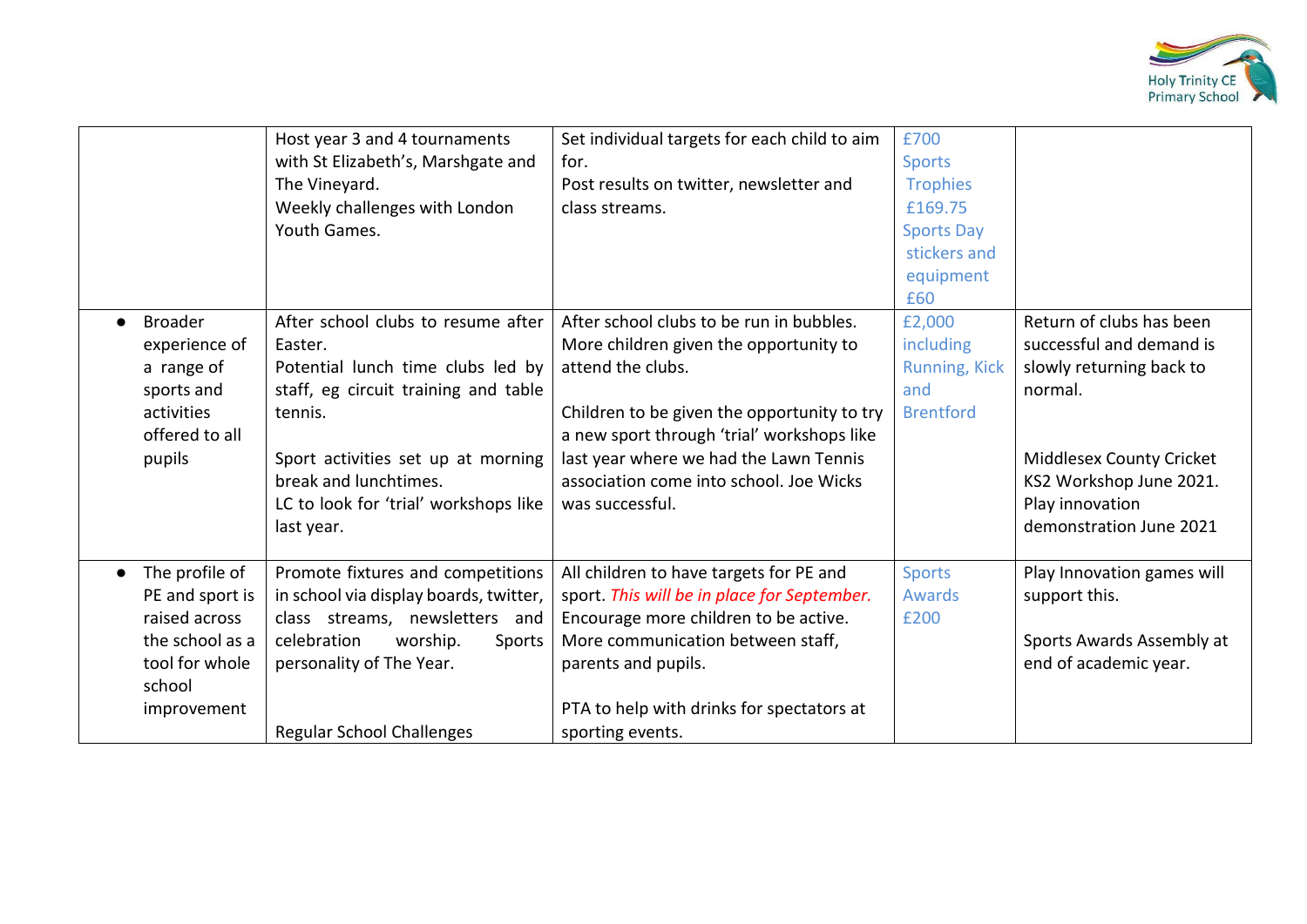| | | | | |
|---|---|---|---|---|
| | Host year 3 and 4 tournaments with St Elizabeth's, Marshgate and The Vineyard.<br>Weekly challenges with London Youth Games. | Set individual targets for each child to aim for.<br>Post results on twitter, newsletter and class streams. | £700 Sports Trophies £169.75 Sports Day stickers and equipment £60 | |
| • Broader experience of a range of sports and activities offered to all pupils | After school clubs to resume after Easter.<br>Potential lunch time clubs led by staff, eg circuit training and table tennis.<br><br>Sport activities set up at morning break and lunchtimes.<br>LC to look for 'trial' workshops like last year. | After school clubs to be run in bubbles.<br>More children given the opportunity to attend the clubs.<br><br>Children to be given the opportunity to try a new sport through 'trial' workshops like last year where we had the Lawn Tennis association come into school. Joe Wicks was successful. | £2,000 including Running, Kick and Brentford | Return of clubs has been successful and demand is slowly returning back to normal.<br><br>Middlesex County Cricket KS2 Workshop June 2021.<br>Play innovation demonstration June 2021 |
| • The profile of PE and sport is raised across the school as a tool for whole school improvement | Promote fixtures and competitions in school via display boards, twitter, class streams, newsletters and celebration worship. Sports personality of The Year.<br><br>Regular School Challenges | All children to have targets for PE and sport. *This will be in place for September.*<br>Encourage more children to be active.<br>More communication between staff, parents and pupils.<br><br>PTA to help with drinks for spectators at sporting events. | Sports Awards £200 | Play Innovation games will support this.<br><br>Sports Awards Assembly at end of academic year. |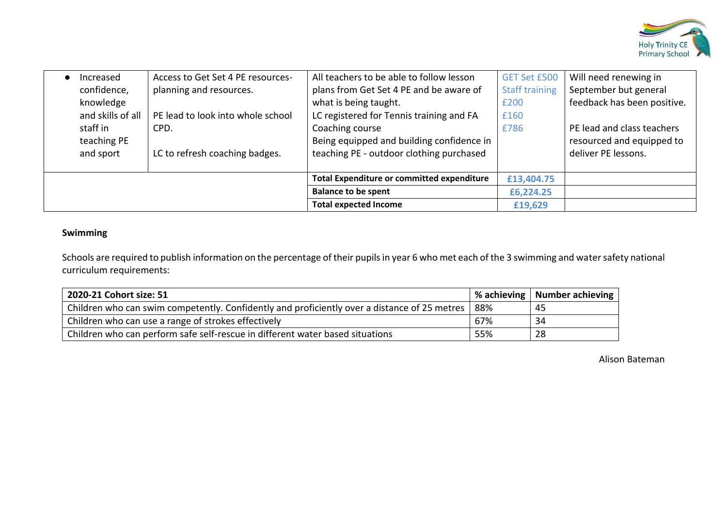| | | | | |
|---|---|---|---|---|
| • Increased confidence, knowledge and skills of all staff in teaching PE and sport | Access to Get Set 4 PE resources- planning and resources.<br><br>PE lead to look into whole school CPD.<br><br>LC to refresh coaching badges. | All teachers to be able to follow lesson plans from Get Set 4 PE and be aware of what is being taught.<br>LC registered for Tennis training and FA Coaching course<br>Being equipped and building confidence in teaching PE - outdoor clothing purchased | GET Set £500<br>Staff training £200<br>£160<br>£786 | Will need renewing in September but general feedback has been positive.<br><br>PE lead and class teachers resourced and equipped to deliver PE lessons. |
| | | **Total Expenditure or committed expenditure** | **£13,404.75** | |
| | | **Balance to be spent** | **£6,224.25** | |
| | | **Total expected Income** | **£19,629** | |

**Swimming**

Schools are required to publish information on the percentage of their pupils in year 6 who met each of the 3 swimming and water safety national curriculum requirements:

| 2020-21 Cohort size: 51 | % achieving | Number achieving |
|---|---|---|
| Children who can swim competently. Confidently and proficiently over a distance of 25 metres | 88% | 45 |
| Children who can use a range of strokes effectively | 67% | 34 |
| Children who can perform safe self-rescue in different water based situations | 55% | 28 |

Alison Bateman